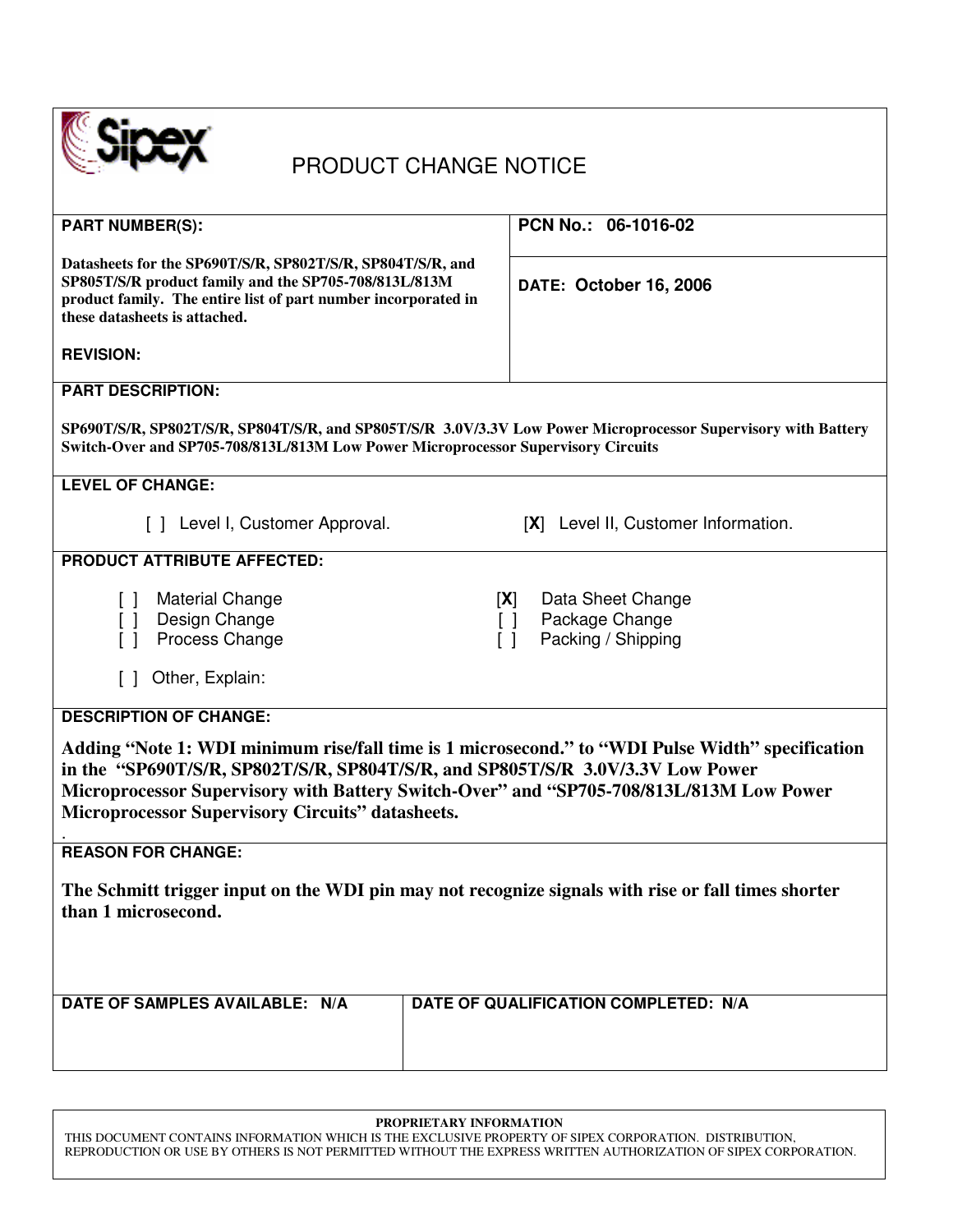Sipex

# PRODUCT CHANGE NOTICE

**PART NUMBER(S):**

**Datasheets for the SP690T/S/R, SP802T/S/R, SP804T/S/R, and SP805T/S/R product family and the SP705-708/813L/813M product family. The entire list of part number incorporated in these datasheets is attached.**

**REVISION:**

**PCN No.: 06-1016-02**

**DATE: October 16, 2006**

**PART DESCRIPTION:**

**SP690T/S/R, SP802T/S/R, SP804T/S/R, and SP805T/S/R 3.0V/3.3V Low Power Microprocessor Supervisory with Battery Switch-Over and SP705-708/813L/813M Low Power Microprocessor Supervisory Circuits**

**LEVEL OF CHANGE:**

[ ] Level I, Customer Approval.

[**X**] Level II, Customer Information.

**PRODUCT ATTRIBUTE AFFECTED:**

[ ] Material Change
[ ] Design Change
[ ] Process Change

[**X**] Data Sheet Change
[ ] Package Change
[ ] Packing / Shipping

[ ] Other, Explain:

**DESCRIPTION OF CHANGE:**

**Adding "Note 1: WDI minimum rise/fall time is 1 microsecond." to "WDI Pulse Width" specification in the "SP690T/S/R, SP802T/S/R, SP804T/S/R, and SP805T/S/R 3.0V/3.3V Low Power Microprocessor Supervisory with Battery Switch-Over" and "SP705-708/813L/813M Low Power Microprocessor Supervisory Circuits" datasheets.**

.

**REASON FOR CHANGE:**

**The Schmitt trigger input on the WDI pin may not recognize signals with rise or fall times shorter than 1 microsecond.**

| DATE OF SAMPLES AVAILABLE: N/A | DATE OF QUALIFICATION COMPLETED: N/A |
| --- | --- |

**PROPRIETARY INFORMATION**

THIS DOCUMENT CONTAINS INFORMATION WHICH IS THE EXCLUSIVE PROPERTY OF SIPEX CORPORATION. DISTRIBUTION, REPRODUCTION OR USE BY OTHERS IS NOT PERMITTED WITHOUT THE EXPRESS WRITTEN AUTHORIZATION OF SIPEX CORPORATION.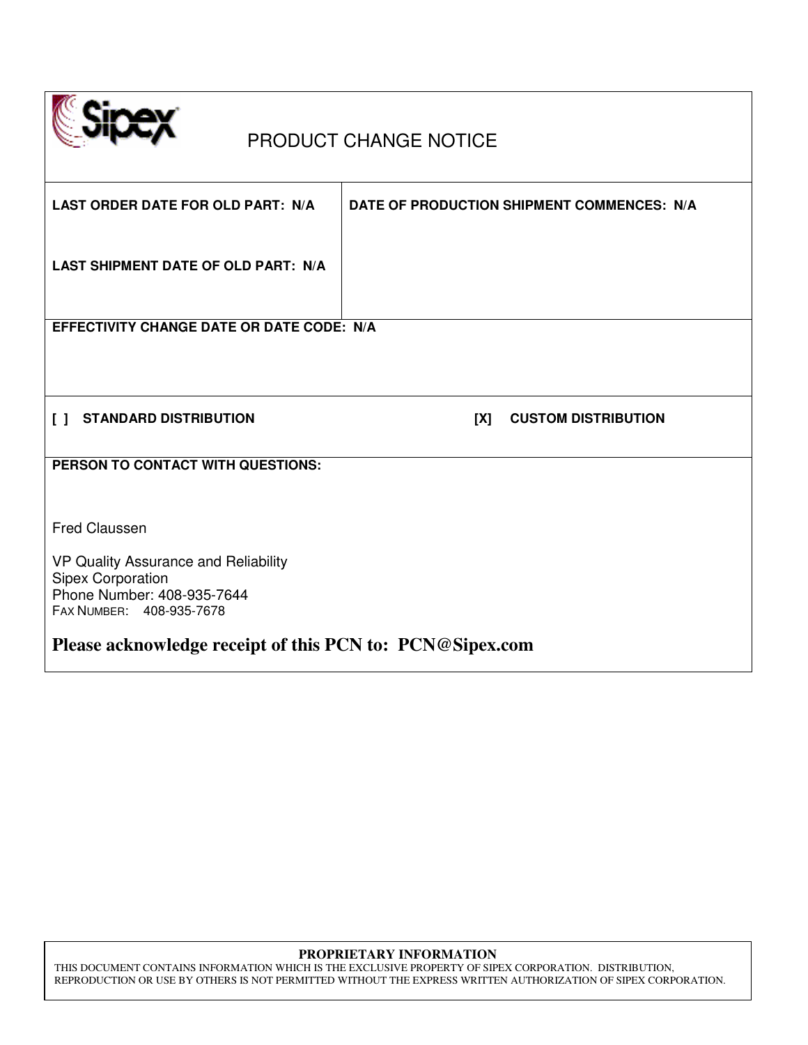# PRODUCT CHANGE NOTICE

| | |
|---|---|
| **LAST ORDER DATE FOR OLD PART: N/A**<br><br>**LAST SHIPMENT DATE OF OLD PART: N/A** | **DATE OF PRODUCTION SHIPMENT COMMENCES: N/A** |

**EFFECTIVITY CHANGE DATE OR DATE CODE: N/A**

**[ ] STANDARD DISTRIBUTION** **[X] CUSTOM DISTRIBUTION**

**PERSON TO CONTACT WITH QUESTIONS:**

Fred Claussen

VP Quality Assurance and Reliability
Sipex Corporation
Phone Number: 408-935-7644
FAX NUMBER: 408-935-7678

**Please acknowledge receipt of this PCN to: PCN@Sipex.com**

**PROPRIETARY INFORMATION**
THIS DOCUMENT CONTAINS INFORMATION WHICH IS THE EXCLUSIVE PROPERTY OF SIPEX CORPORATION. DISTRIBUTION, REPRODUCTION OR USE BY OTHERS IS NOT PERMITTED WITHOUT THE EXPRESS WRITTEN AUTHORIZATION OF SIPEX CORPORATION.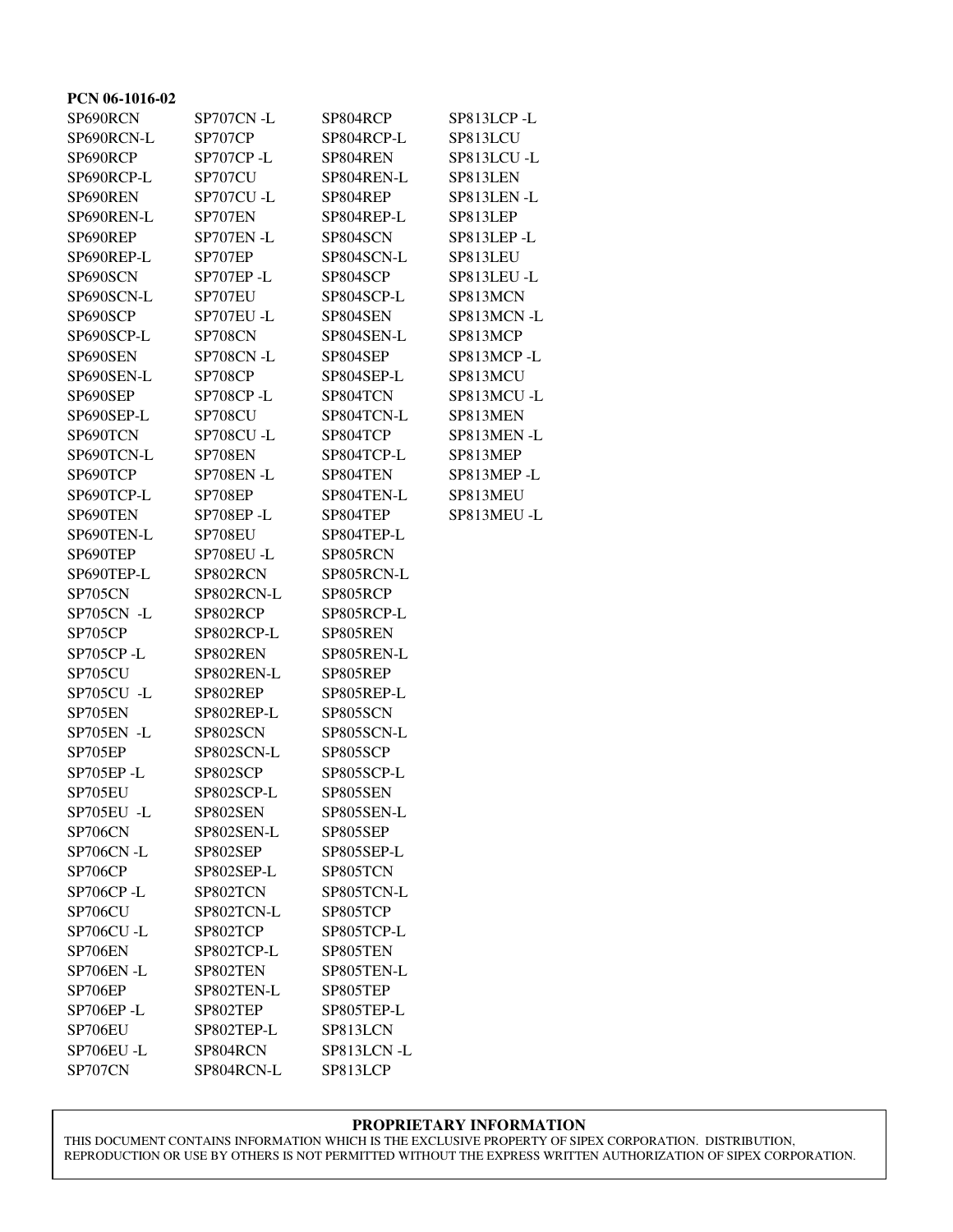**PCN 06-1016-02**

SP690RCN
SP690RCN-L
SP690RCP
SP690RCP-L
SP690REN
SP690REN-L
SP690REP
SP690REP-L
SP690SCN
SP690SCN-L
SP690SCP
SP690SCP-L
SP690SEN
SP690SEN-L
SP690SEP
SP690SEP-L
SP690TCN
SP690TCN-L
SP690TCP
SP690TCP-L
SP690TEN
SP690TEN-L
SP690TEP
SP690TEP-L
SP705CN
SP705CN  -L
SP705CP
SP705CP -L
SP705CU
SP705CU  -L
SP705EN
SP705EN  -L
SP705EP
SP705EP -L
SP705EU
SP705EU  -L
SP706CN
SP706CN -L
SP706CP
SP706CP -L
SP706CU
SP706CU -L
SP706EN
SP706EN -L
SP706EP
SP706EP -L
SP706EU
SP706EU -L
SP707CN
SP707CN -L
SP707CP
SP707CP -L
SP707CU
SP707CU -L
SP707EN
SP707EN -L
SP707EP
SP707EP -L
SP707EU
SP707EU -L
SP708CN
SP708CN -L
SP708CP
SP708CP -L
SP708CU
SP708CU -L
SP708EN
SP708EN -L
SP708EP
SP708EP -L
SP708EU
SP708EU -L
SP802RCN
SP802RCN-L
SP802RCP
SP802RCP-L
SP802REN
SP802REN-L
SP802REP
SP802REP-L
SP802SCN
SP802SCN-L
SP802SCP
SP802SCP-L
SP802SEN
SP802SEN-L
SP802SEP
SP802SEP-L
SP802TCN
SP802TCN-L
SP802TCP
SP802TCP-L
SP802TEN
SP802TEN-L
SP802TEP
SP802TEP-L
SP804RCN
SP804RCN-L
SP804RCP
SP804RCP-L
SP804REN
SP804REN-L
SP804REP
SP804REP-L
SP804SCN
SP804SCN-L
SP804SCP
SP804SCP-L
SP804SEN
SP804SEN-L
SP804SEP
SP804SEP-L
SP804TCN
SP804TCN-L
SP804TCP
SP804TCP-L
SP804TEN
SP804TEN-L
SP804TEP
SP804TEP-L
SP805RCN
SP805RCN-L
SP805RCP
SP805RCP-L
SP805REN
SP805REN-L
SP805REP
SP805REP-L
SP805SCN
SP805SCN-L
SP805SCP
SP805SCP-L
SP805SEN
SP805SEN-L
SP805SEP
SP805SEP-L
SP805TCN
SP805TCN-L
SP805TCP
SP805TCP-L
SP805TEN
SP805TEN-L
SP805TEP
SP805TEP-L
SP813LCN
SP813LCN -L
SP813LCP
SP813LCP -L
SP813LCU
SP813LCU -L
SP813LEN
SP813LEN -L
SP813LEP
SP813LEP -L
SP813LEU
SP813LEU -L
SP813MCN
SP813MCN -L
SP813MCP
SP813MCP -L
SP813MCU
SP813MCU -L
SP813MEN
SP813MEN -L
SP813MEP
SP813MEP -L
SP813MEU
SP813MEU -L

**PROPRIETARY INFORMATION**

THIS DOCUMENT CONTAINS INFORMATION WHICH IS THE EXCLUSIVE PROPERTY OF SIPEX CORPORATION. DISTRIBUTION, REPRODUCTION OR USE BY OTHERS IS NOT PERMITTED WITHOUT THE EXPRESS WRITTEN AUTHORIZATION OF SIPEX CORPORATION.